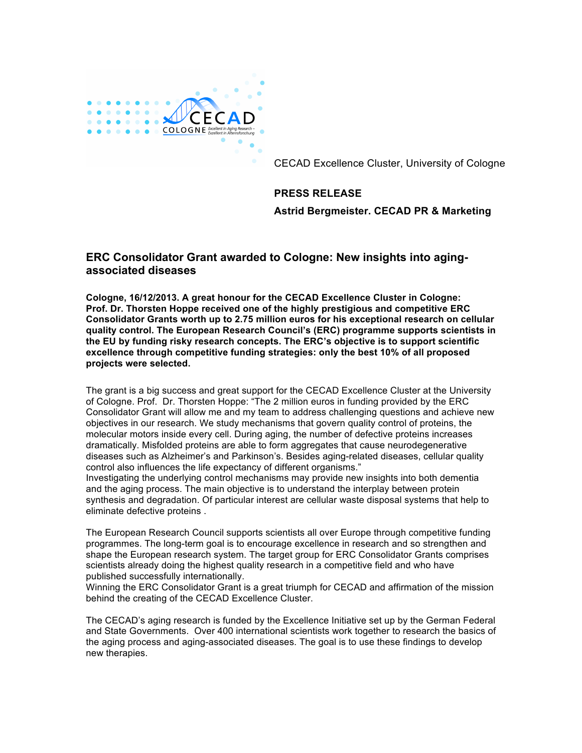CECAD Excellence Cluster, University of Cologne

**PRESS RELEASE**

**Astrid Bergmeister. CECAD PR & Marketing**

## ERC Consolidator Grant awarded to Cologne: New insights into aging-associated diseases

**Cologne, 16/12/2013. A great honour for the CECAD Excellence Cluster in Cologne: Prof. Dr. Thorsten Hoppe received one of the highly prestigious and competitive ERC Consolidator Grants worth up to 2.75 million euros for his exceptional research on cellular quality control. The European Research Council's (ERC) programme supports scientists in the EU by funding risky research concepts. The ERC's objective is to support scientific excellence through competitive funding strategies: only the best 10% of all proposed projects were selected.**

The grant is a big success and great support for the CECAD Excellence Cluster at the University of Cologne. Prof. Dr. Thorsten Hoppe: "The 2 million euros in funding provided by the ERC Consolidator Grant will allow me and my team to address challenging questions and achieve new objectives in our research. We study mechanisms that govern quality control of proteins, the molecular motors inside every cell. During aging, the number of defective proteins increases dramatically. Misfolded proteins are able to form aggregates that cause neurodegenerative diseases such as Alzheimer's and Parkinson's. Besides aging-related diseases, cellular quality control also influences the life expectancy of different organisms."
Investigating the underlying control mechanisms may provide new insights into both dementia and the aging process. The main objective is to understand the interplay between protein synthesis and degradation. Of particular interest are cellular waste disposal systems that help to eliminate defective proteins .

The European Research Council supports scientists all over Europe through competitive funding programmes. The long-term goal is to encourage excellence in research and so strengthen and shape the European research system. The target group for ERC Consolidator Grants comprises scientists already doing the highest quality research in a competitive field and who have published successfully internationally.
Winning the ERC Consolidator Grant is a great triumph for CECAD and affirmation of the mission behind the creating of the CECAD Excellence Cluster.

The CECAD's aging research is funded by the Excellence Initiative set up by the German Federal and State Governments. Over 400 international scientists work together to research the basics of the aging process and aging-associated diseases. The goal is to use these findings to develop new therapies.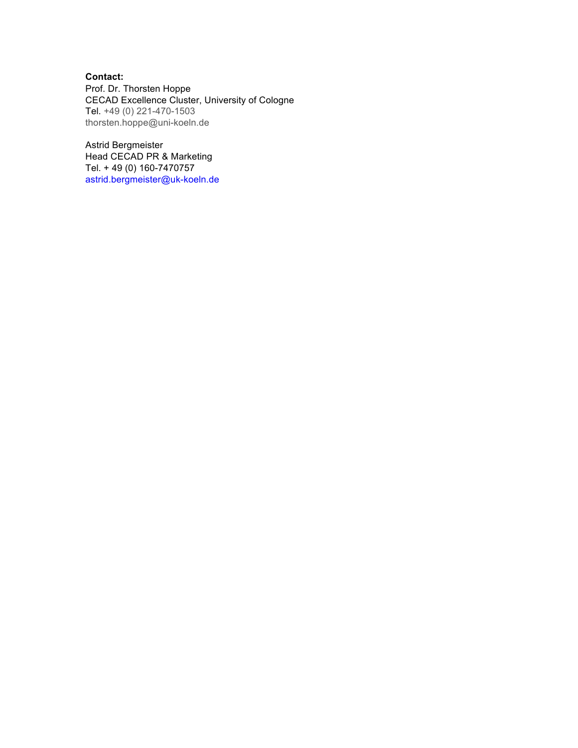**Contact:**
Prof. Dr. Thorsten Hoppe
CECAD Excellence Cluster, University of Cologne
Tel. +49 (0) 221-470-1503
thorsten.hoppe@uni-koeln.de

Astrid Bergmeister
Head CECAD PR & Marketing
Tel. + 49 (0) 160-7470757
astrid.bergmeister@uk-koeln.de